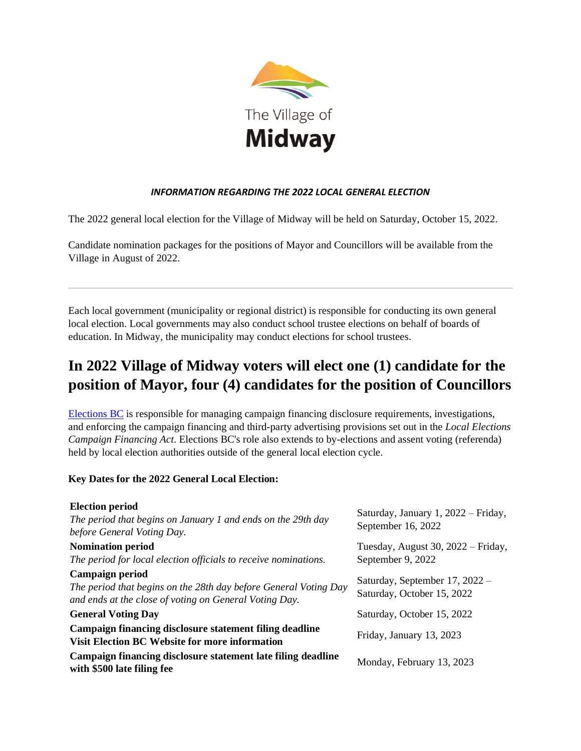The Village of

**Midway**

***INFORMATION REGARDING THE 2022 LOCAL GENERAL ELECTION***

The 2022 general local election for the Village of Midway will be held on Saturday, October 15, 2022.

Candidate nomination packages for the positions of Mayor and Councillors will be available from the Village in August of 2022.

---

Each local government (municipality or regional district) is responsible for conducting its own general local election. Local governments may also conduct school trustee elections on behalf of boards of education. In Midway, the municipality may conduct elections for school trustees.

## In 2022 Village of Midway voters will elect one (1) candidate for the position of Mayor, four (4) candidates for the position of Councillors

Elections BC is responsible for managing campaign financing disclosure requirements, investigations, and enforcing the campaign financing and third-party advertising provisions set out in the *Local Elections Campaign Financing Act*. Elections BC's role also extends to by-elections and assent voting (referenda) held by local election authorities outside of the general local election cycle.

**Key Dates for the 2022 General Local Election:**

| | |
|---|---|
| **Election period**<br>*The period that begins on January 1 and ends on the 29th day before General Voting Day.* | Saturday, January 1, 2022 – Friday, September 16, 2022 |
| **Nomination period**<br>*The period for local election officials to receive nominations.* | Tuesday, August 30, 2022 – Friday, September 9, 2022 |
| **Campaign period**<br>*The period that begins on the 28th day before General Voting Day and ends at the close of voting on General Voting Day.* | Saturday, September 17, 2022 – Saturday, October 15, 2022 |
| **General Voting Day** | Saturday, October 15, 2022 |
| **Campaign financing disclosure statement filing deadline**<br>**Visit Election BC Website for more information** | Friday, January 13, 2023 |
| **Campaign financing disclosure statement late filing deadline with $500 late filing fee** | Monday, February 13, 2023 |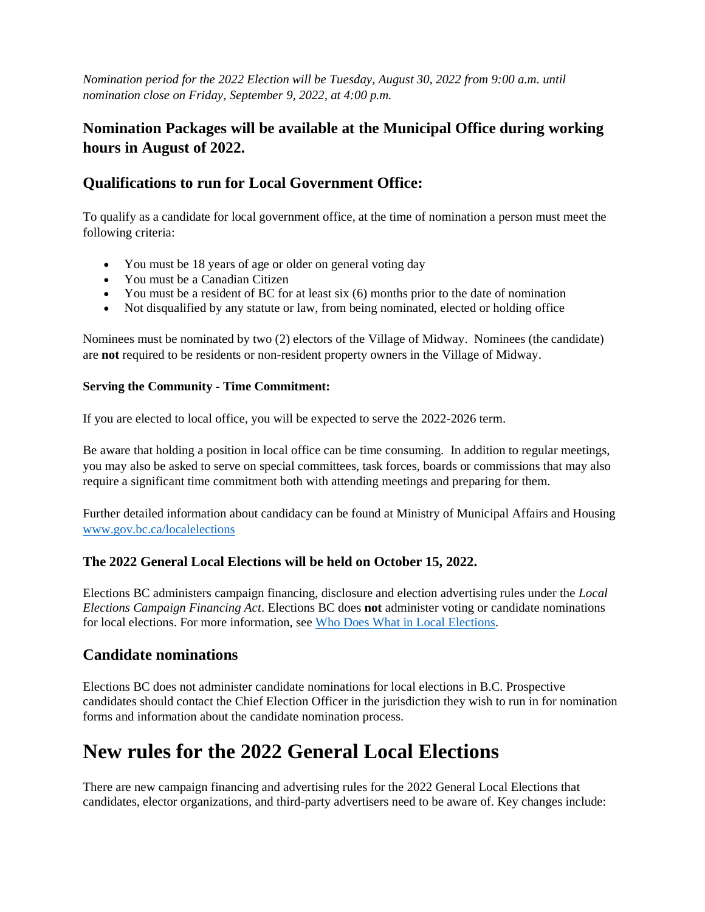*Nomination period for the 2022 Election will be Tuesday, August 30, 2022 from 9:00 a.m. until nomination close on Friday, September 9, 2022, at 4:00 p.m.*

## Nomination Packages will be available at the Municipal Office during working hours in August of 2022.

## Qualifications to run for Local Government Office:

To qualify as a candidate for local government office, at the time of nomination a person must meet the following criteria:

- You must be 18 years of age or older on general voting day
- You must be a Canadian Citizen
- You must be a resident of BC for at least six (6) months prior to the date of nomination
- Not disqualified by any statute or law, from being nominated, elected or holding office

Nominees must be nominated by two (2) electors of the Village of Midway. Nominees (the candidate) are **not** required to be residents or non-resident property owners in the Village of Midway.

#### Serving the Community - Time Commitment:

If you are elected to local office, you will be expected to serve the 2022-2026 term.

Be aware that holding a position in local office can be time consuming. In addition to regular meetings, you may also be asked to serve on special committees, task forces, boards or commissions that may also require a significant time commitment both with attending meetings and preparing for them.

Further detailed information about candidacy can be found at Ministry of Municipal Affairs and Housing [www.gov.bc.ca/localelections](www.gov.bc.ca/localelections)

### The 2022 General Local Elections will be held on October 15, 2022.

Elections BC administers campaign financing, disclosure and election advertising rules under the *Local Elections Campaign Financing Act*. Elections BC does **not** administer voting or candidate nominations for local elections. For more information, see Who Does What in Local Elections.

## Candidate nominations

Elections BC does not administer candidate nominations for local elections in B.C. Prospective candidates should contact the Chief Election Officer in the jurisdiction they wish to run in for nomination forms and information about the candidate nomination process.

# New rules for the 2022 General Local Elections

There are new campaign financing and advertising rules for the 2022 General Local Elections that candidates, elector organizations, and third-party advertisers need to be aware of. Key changes include: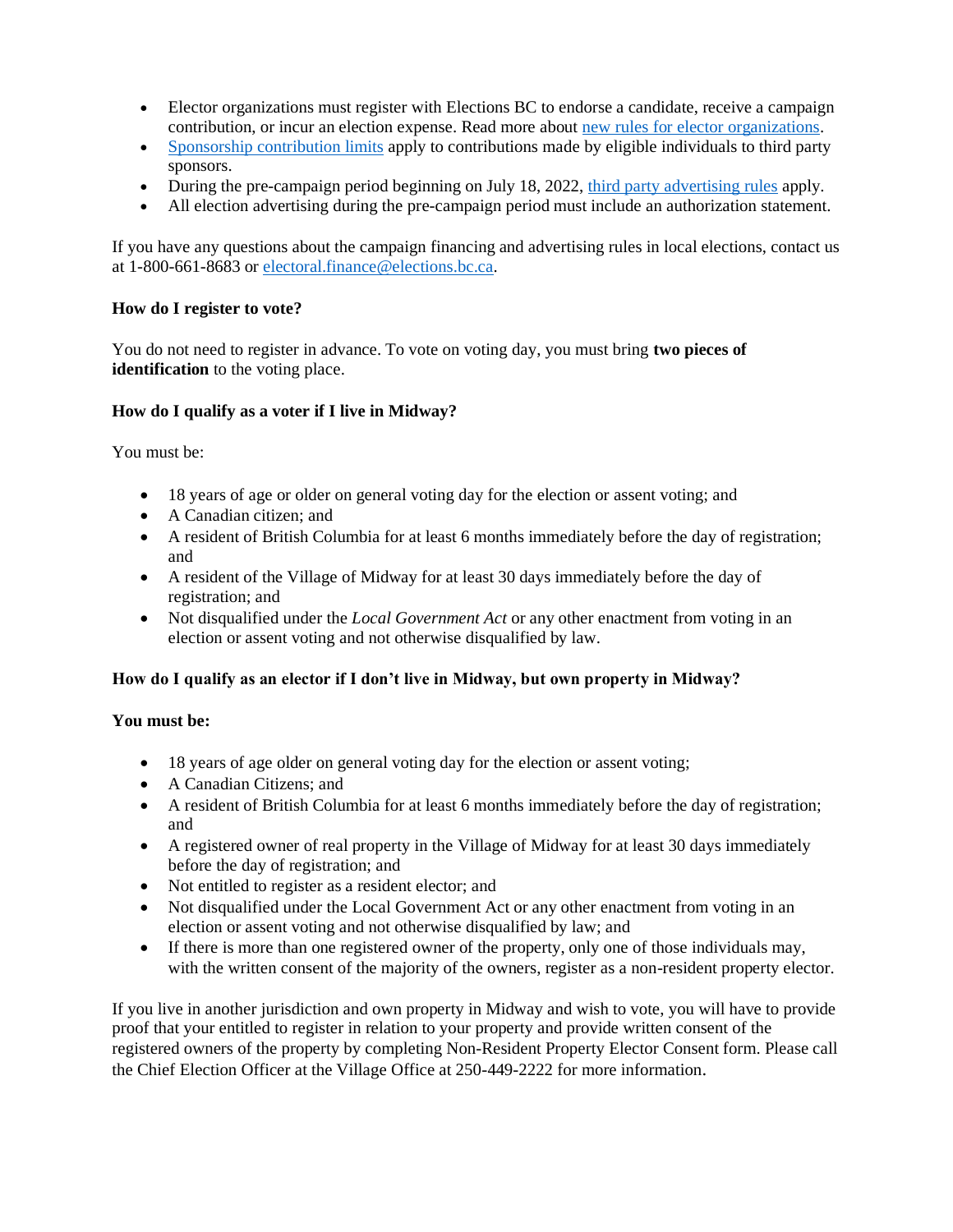- Elector organizations must register with Elections BC to endorse a candidate, receive a campaign contribution, or incur an election expense. Read more about new rules for elector organizations.
- Sponsorship contribution limits apply to contributions made by eligible individuals to third party sponsors.
- During the pre-campaign period beginning on July 18, 2022, third party advertising rules apply.
- All election advertising during the pre-campaign period must include an authorization statement.

If you have any questions about the campaign financing and advertising rules in local elections, contact us at 1-800-661-8683 or electoral.finance@elections.bc.ca.

**How do I register to vote?**

You do not need to register in advance. To vote on voting day, you must bring **two pieces of identification** to the voting place.

**How do I qualify as a voter if I live in Midway?**

You must be:

- 18 years of age or older on general voting day for the election or assent voting; and
- A Canadian citizen; and
- A resident of British Columbia for at least 6 months immediately before the day of registration; and
- A resident of the Village of Midway for at least 30 days immediately before the day of registration; and
- Not disqualified under the *Local Government Act* or any other enactment from voting in an election or assent voting and not otherwise disqualified by law.

**How do I qualify as an elector if I don't live in Midway, but own property in Midway?**

**You must be:**

- 18 years of age older on general voting day for the election or assent voting;
- A Canadian Citizens; and
- A resident of British Columbia for at least 6 months immediately before the day of registration; and
- A registered owner of real property in the Village of Midway for at least 30 days immediately before the day of registration; and
- Not entitled to register as a resident elector; and
- Not disqualified under the Local Government Act or any other enactment from voting in an election or assent voting and not otherwise disqualified by law; and
- If there is more than one registered owner of the property, only one of those individuals may, with the written consent of the majority of the owners, register as a non-resident property elector.

If you live in another jurisdiction and own property in Midway and wish to vote, you will have to provide proof that your entitled to register in relation to your property and provide written consent of the registered owners of the property by completing Non-Resident Property Elector Consent form. Please call the Chief Election Officer at the Village Office at 250-449-2222 for more information.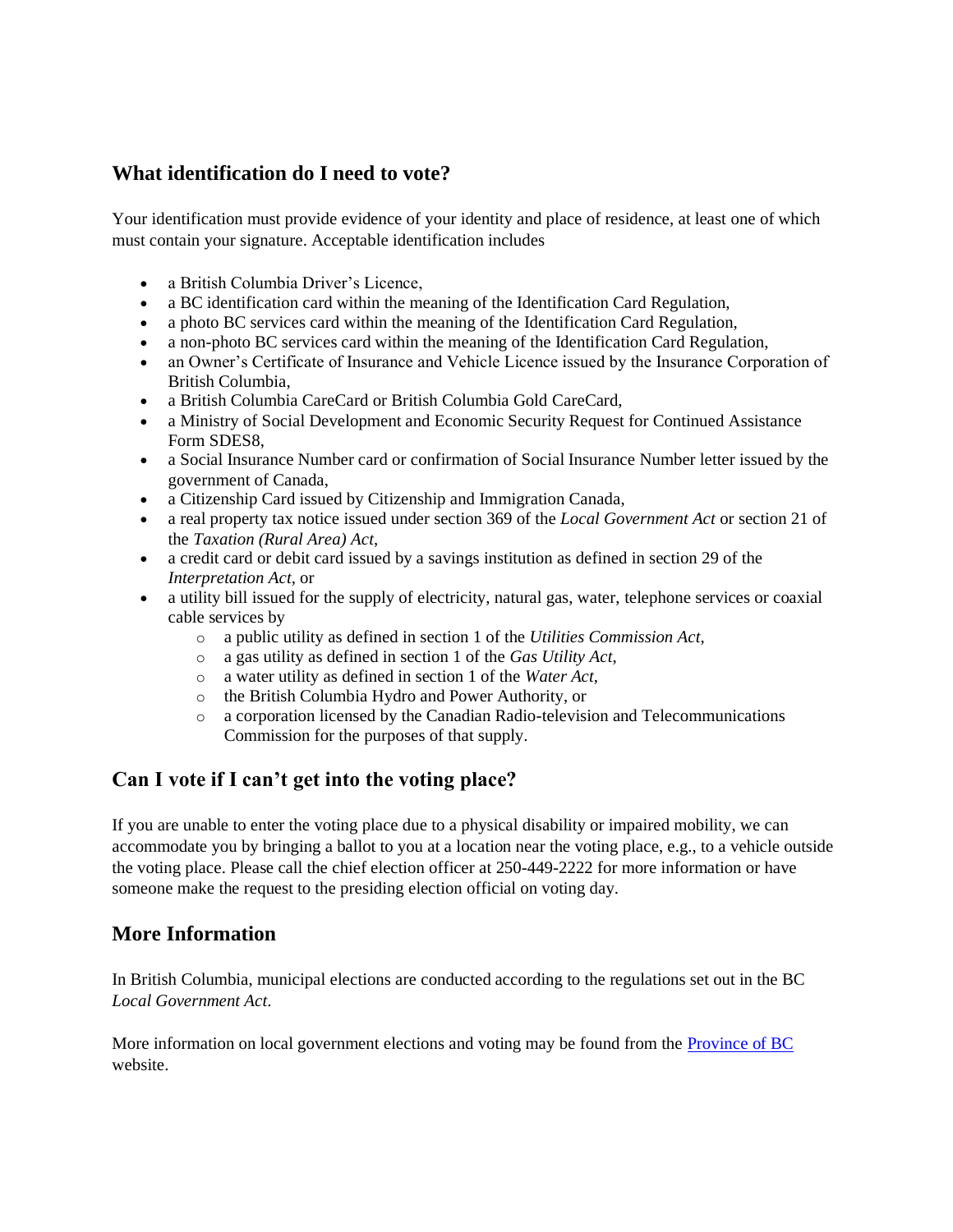## What identification do I need to vote?

Your identification must provide evidence of your identity and place of residence, at least one of which must contain your signature. Acceptable identification includes

- a British Columbia Driver's Licence,
- a BC identification card within the meaning of the Identification Card Regulation,
- a photo BC services card within the meaning of the Identification Card Regulation,
- a non-photo BC services card within the meaning of the Identification Card Regulation,
- an Owner's Certificate of Insurance and Vehicle Licence issued by the Insurance Corporation of British Columbia,
- a British Columbia CareCard or British Columbia Gold CareCard,
- a Ministry of Social Development and Economic Security Request for Continued Assistance Form SDES8,
- a Social Insurance Number card or confirmation of Social Insurance Number letter issued by the government of Canada,
- a Citizenship Card issued by Citizenship and Immigration Canada,
- a real property tax notice issued under section 369 of the *Local Government Act* or section 21 of the *Taxation (Rural Area) Act*,
- a credit card or debit card issued by a savings institution as defined in section 29 of the *Interpretation Act*, or
- a utility bill issued for the supply of electricity, natural gas, water, telephone services or coaxial cable services by
  - a public utility as defined in section 1 of the *Utilities Commission Act*,
  - a gas utility as defined in section 1 of the *Gas Utility Act*,
  - a water utility as defined in section 1 of the *Water Act*,
  - the British Columbia Hydro and Power Authority, or
  - a corporation licensed by the Canadian Radio-television and Telecommunications Commission for the purposes of that supply.

## Can I vote if I can't get into the voting place?

If you are unable to enter the voting place due to a physical disability or impaired mobility, we can accommodate you by bringing a ballot to you at a location near the voting place, e.g., to a vehicle outside the voting place. Please call the chief election officer at 250-449-2222 for more information or have someone make the request to the presiding election official on voting day.

## More Information

In British Columbia, municipal elections are conducted according to the regulations set out in the BC *Local Government Act*.

More information on local government elections and voting may be found from the Province of BC website.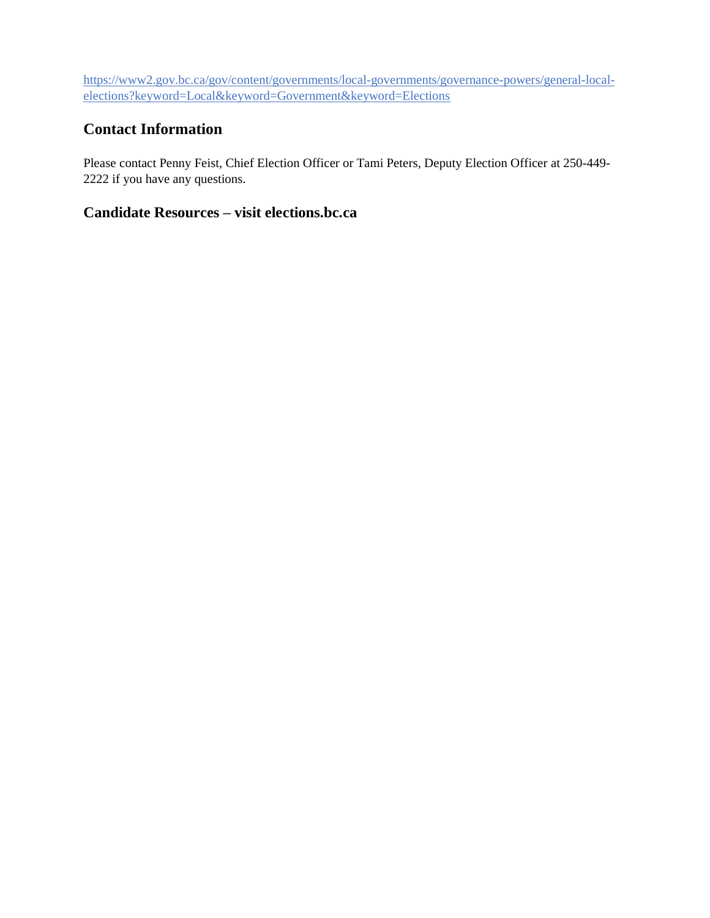[https://www2.gov.bc.ca/gov/content/governments/local-governments/governance-powers/general-local-elections?keyword=Local&keyword=Government&keyword=Elections](https://www2.gov.bc.ca/gov/content/governments/local-governments/governance-powers/general-local-elections?keyword=Local&keyword=Government&keyword=Elections)

## Contact Information

Please contact Penny Feist, Chief Election Officer or Tami Peters, Deputy Election Officer at 250-449-2222 if you have any questions.

## Candidate Resources – visit elections.bc.ca